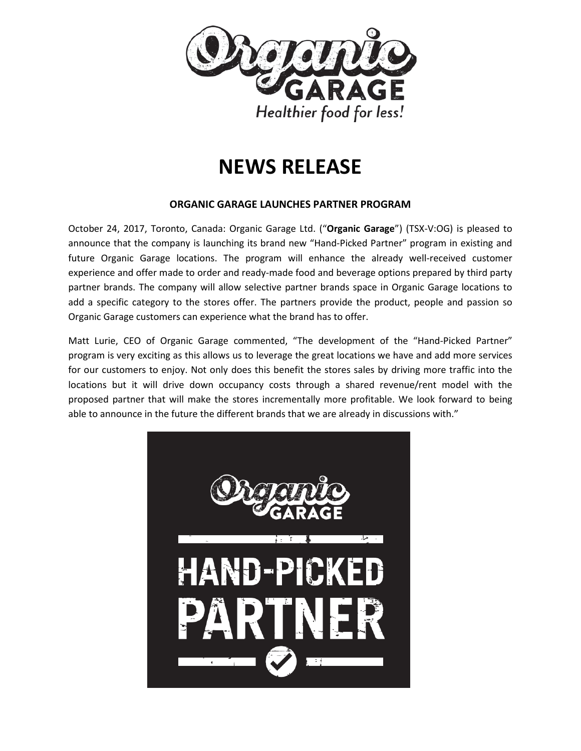# NEWS RELEASE

**ORGANIC GARAGE LAUNCHES PARTNER PROGRAM**

October 24, 2017, Toronto, Canada: Organic Garage Ltd. ("**Organic Garage**") (TSX-V:OG) is pleased to announce that the company is launching its brand new "Hand-Picked Partner" program in existing and future Organic Garage locations. The program will enhance the already well-received customer experience and offer made to order and ready-made food and beverage options prepared by third party partner brands. The company will allow selective partner brands space in Organic Garage locations to add a specific category to the stores offer. The partners provide the product, people and passion so Organic Garage customers can experience what the brand has to offer.

Matt Lurie, CEO of Organic Garage commented, "The development of the "Hand-Picked Partner" program is very exciting as this allows us to leverage the great locations we have and add more services for our customers to enjoy. Not only does this benefit the stores sales by driving more traffic into the locations but it will drive down occupancy costs through a shared revenue/rent model with the proposed partner that will make the stores incrementally more profitable. We look forward to being able to announce in the future the different brands that we are already in discussions with."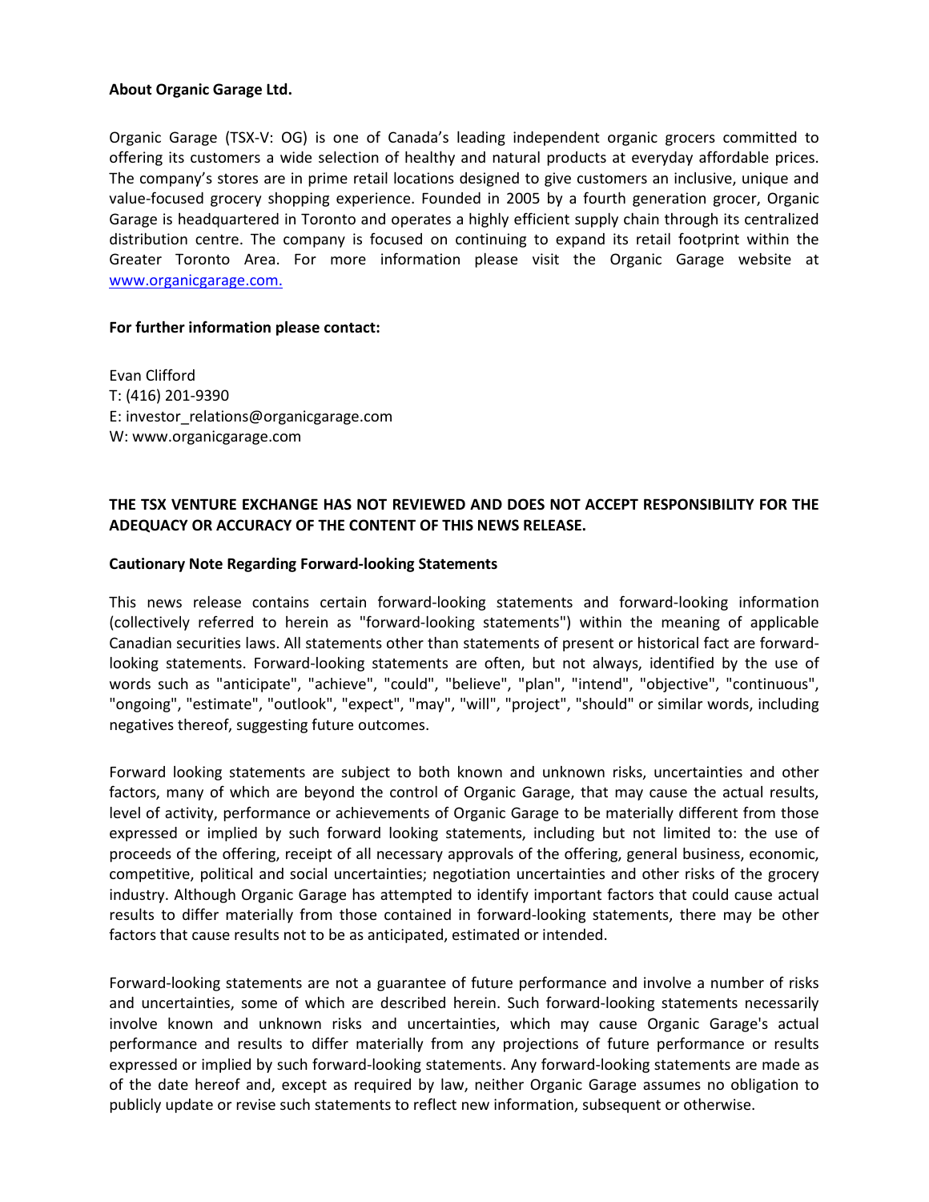**About Organic Garage Ltd.**

Organic Garage (TSX-V: OG) is one of Canada's leading independent organic grocers committed to offering its customers a wide selection of healthy and natural products at everyday affordable prices. The company's stores are in prime retail locations designed to give customers an inclusive, unique and value-focused grocery shopping experience. Founded in 2005 by a fourth generation grocer, Organic Garage is headquartered in Toronto and operates a highly efficient supply chain through its centralized distribution centre. The company is focused on continuing to expand its retail footprint within the Greater Toronto Area. For more information please visit the Organic Garage website at [www.organicgarage.com.](http://www.organicgarage.com)

**For further information please contact:**

Evan Clifford
T: (416) 201-9390
E: investor_relations@organicgarage.com
W: www.organicgarage.com

**THE TSX VENTURE EXCHANGE HAS NOT REVIEWED AND DOES NOT ACCEPT RESPONSIBILITY FOR THE ADEQUACY OR ACCURACY OF THE CONTENT OF THIS NEWS RELEASE.**

**Cautionary Note Regarding Forward-looking Statements**

This news release contains certain forward-looking statements and forward-looking information (collectively referred to herein as "forward-looking statements") within the meaning of applicable Canadian securities laws. All statements other than statements of present or historical fact are forward-looking statements. Forward-looking statements are often, but not always, identified by the use of words such as "anticipate", "achieve", "could", "believe", "plan", "intend", "objective", "continuous", "ongoing", "estimate", "outlook", "expect", "may", "will", "project", "should" or similar words, including negatives thereof, suggesting future outcomes.

Forward looking statements are subject to both known and unknown risks, uncertainties and other factors, many of which are beyond the control of Organic Garage, that may cause the actual results, level of activity, performance or achievements of Organic Garage to be materially different from those expressed or implied by such forward looking statements, including but not limited to: the use of proceeds of the offering, receipt of all necessary approvals of the offering, general business, economic, competitive, political and social uncertainties; negotiation uncertainties and other risks of the grocery industry. Although Organic Garage has attempted to identify important factors that could cause actual results to differ materially from those contained in forward-looking statements, there may be other factors that cause results not to be as anticipated, estimated or intended.

Forward-looking statements are not a guarantee of future performance and involve a number of risks and uncertainties, some of which are described herein. Such forward-looking statements necessarily involve known and unknown risks and uncertainties, which may cause Organic Garage's actual performance and results to differ materially from any projections of future performance or results expressed or implied by such forward-looking statements. Any forward-looking statements are made as of the date hereof and, except as required by law, neither Organic Garage assumes no obligation to publicly update or revise such statements to reflect new information, subsequent or otherwise.